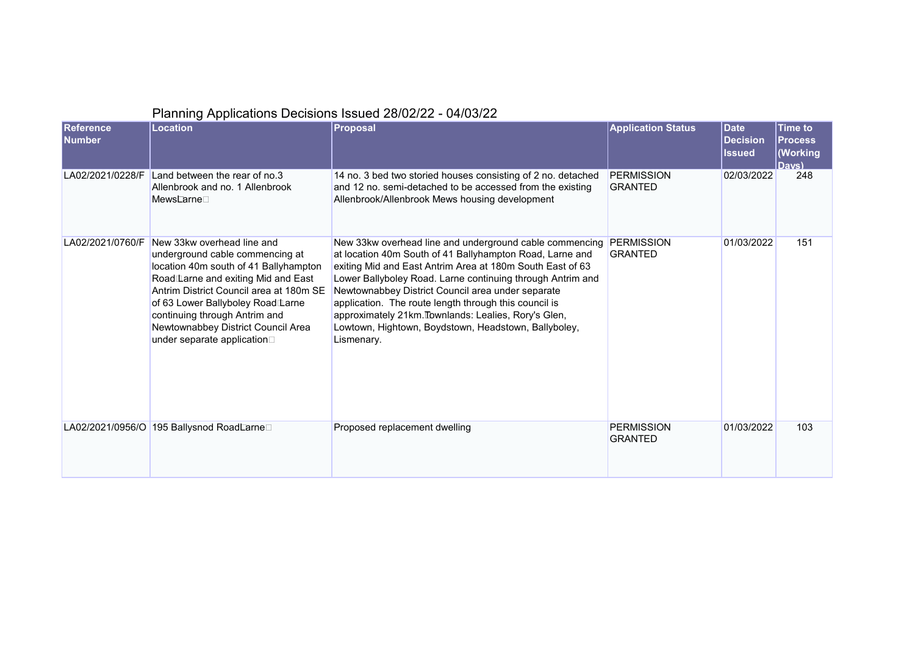# Planning Applications Decisions Issued 28/02/22 - 04/03/22

| Reference Number | Location | Proposal | Application Status | Date Decision Issued | Time to Process (Working Days) |
|---|---|---|---|---|---|
| LA02/2021/0228/F | Land between the rear of no.3 Allenbrook and no. 1 Allenbrook Mews Larne | 14 no. 3 bed two storied houses consisting of 2 no. detached and 12 no. semi-detached to be accessed from the existing Allenbrook/Allenbrook Mews housing development | PERMISSION GRANTED | 02/03/2022 | 248 |
| LA02/2021/0760/F | New 33kw overhead line and underground cable commencing at location 40m south of 41 Ballyhampton Road Larne and exiting Mid and East Antrim District Council area at 180m SE of 63 Lower Ballyboley Road Larne continuing through Antrim and Newtownabbey District Council Area under separate application | New 33kw overhead line and underground cable commencing at location 40m South of 41 Ballyhampton Road, Larne and exiting Mid and East Antrim Area at 180m South East of 63 Lower Ballyboley Road. Larne continuing through Antrim and Newtownabbey District Council area under separate application. The route length through this council is approximately 21km. Townlands: Lealies, Rory's Glen, Lowtown, Hightown, Boydstown, Headstown, Ballyboley, Lismenary. | PERMISSION GRANTED | 01/03/2022 | 151 |
| LA02/2021/0956/O | 195 Ballysnod Road Larne | Proposed replacement dwelling | PERMISSION GRANTED | 01/03/2022 | 103 |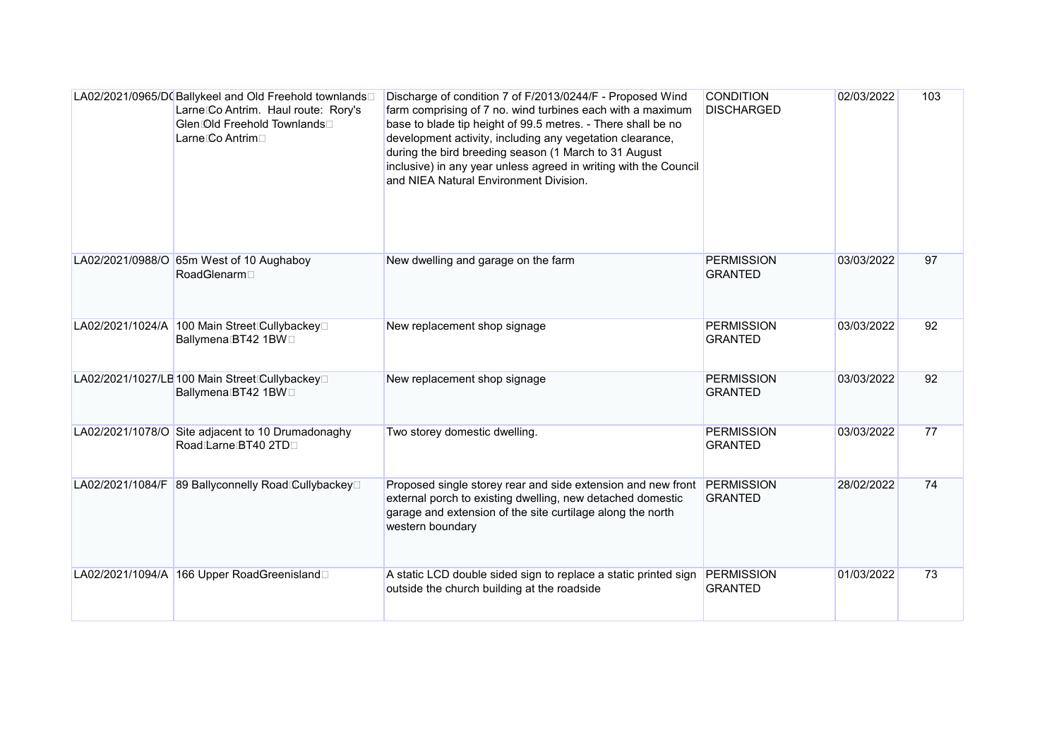| | | | | | |
|---|---|---|---|---|---|
| LA02/2021/0965/DC | Ballykeel and Old Freehold townlands Larne Co Antrim. Haul route: Rory's Glen Old Freehold Townlands Larne Co Antrim | Discharge of condition 7 of F/2013/0244/F - Proposed Wind farm comprising of 7 no. wind turbines each with a maximum base to blade tip height of 99.5 metres. - There shall be no development activity, including any vegetation clearance, during the bird breeding season (1 March to 31 August inclusive) in any year unless agreed in writing with the Council and NIEA Natural Environment Division. | CONDITION DISCHARGED | 02/03/2022 | 103 |
| LA02/2021/0988/O | 65m West of 10 Aughaboy RoadGlenarm | New dwelling and garage on the farm | PERMISSION GRANTED | 03/03/2022 | 97 |
| LA02/2021/1024/A | 100 Main Street Cullybackey Ballymena BT42 1BW | New replacement shop signage | PERMISSION GRANTED | 03/03/2022 | 92 |
| LA02/2021/1027/LB | 100 Main Street Cullybackey Ballymena BT42 1BW | New replacement shop signage | PERMISSION GRANTED | 03/03/2022 | 92 |
| LA02/2021/1078/O | Site adjacent to 10 Drumadonaghy Road Larne BT40 2TD | Two storey domestic dwelling. | PERMISSION GRANTED | 03/03/2022 | 77 |
| LA02/2021/1084/F | 89 Ballyconnelly Road Cullybackey | Proposed single storey rear and side extension and new front external porch to existing dwelling, new detached domestic garage and extension of the site curtilage along the north western boundary | PERMISSION GRANTED | 28/02/2022 | 74 |
| LA02/2021/1094/A | 166 Upper RoadGreenisland | A static LCD double sided sign to replace a static printed sign outside the church building at the roadside | PERMISSION GRANTED | 01/03/2022 | 73 |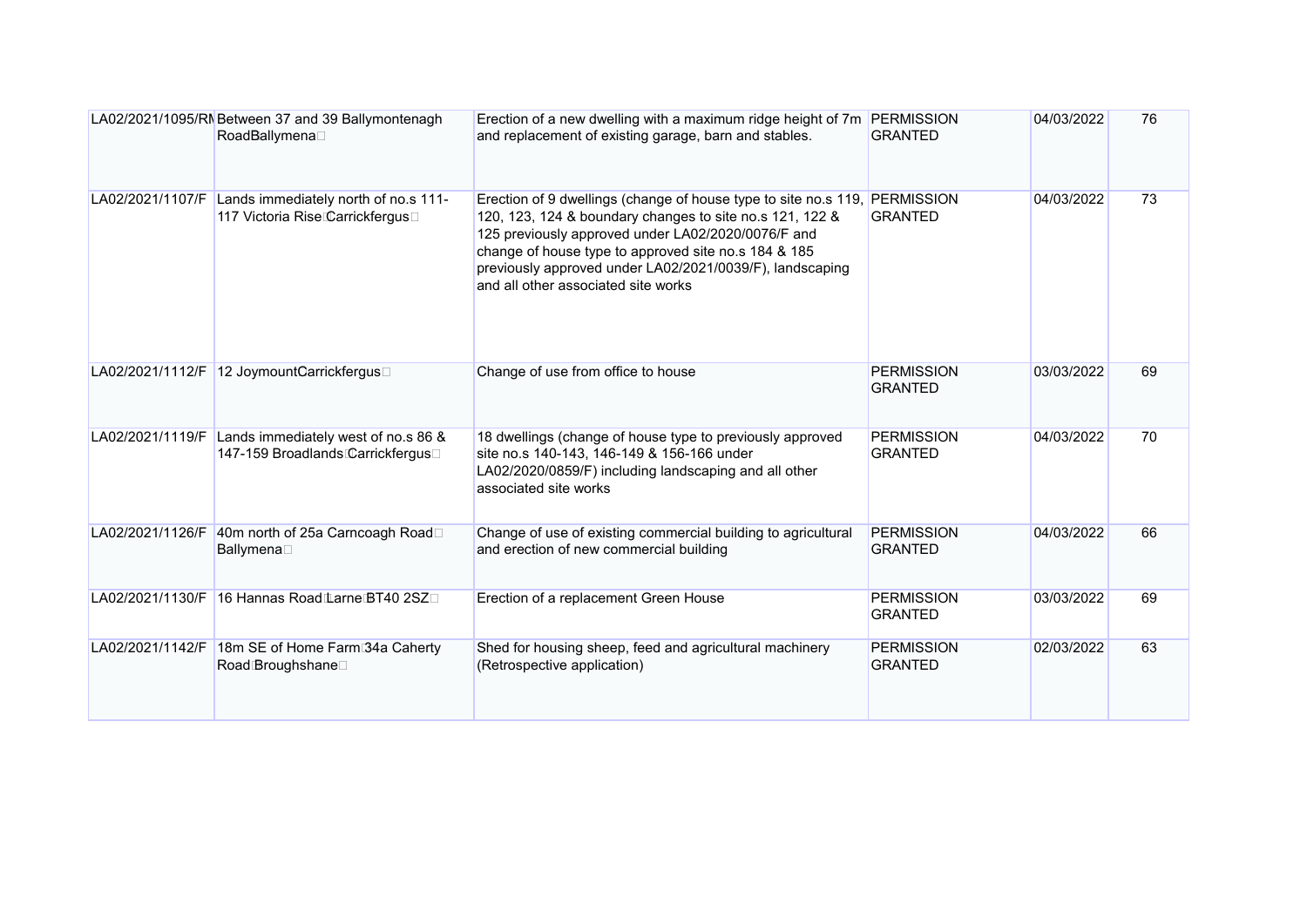| | | | | | |
|---|---|---|---|---|---|
| LA02/2021/1095/RM | Between 37 and 39 Ballymontenagh RoadBallymena | Erection of a new dwelling with a maximum ridge height of 7m and replacement of existing garage, barn and stables. | PERMISSION GRANTED | 04/03/2022 | 76 |
| LA02/2021/1107/F | Lands immediately north of no.s 111-117 Victoria Rise Carrickfergus | Erection of 9 dwellings (change of house type to site no.s 119, 120, 123, 124 & boundary changes to site no.s 121, 122 & 125 previously approved under LA02/2020/0076/F and change of house type to approved site no.s 184 & 185 previously approved under LA02/2021/0039/F), landscaping and all other associated site works | PERMISSION GRANTED | 04/03/2022 | 73 |
| LA02/2021/1112/F | 12 JoymountCarrickfergus | Change of use from office to house | PERMISSION GRANTED | 03/03/2022 | 69 |
| LA02/2021/1119/F | Lands immediately west of no.s 86 & 147-159 Broadlands Carrickfergus | 18 dwellings (change of house type to previously approved site no.s 140-143, 146-149 & 156-166 under LA02/2020/0859/F) including landscaping and all other associated site works | PERMISSION GRANTED | 04/03/2022 | 70 |
| LA02/2021/1126/F | 40m north of 25a Carncoagh Road Ballymena | Change of use of existing commercial building to agricultural and erection of new commercial building | PERMISSION GRANTED | 04/03/2022 | 66 |
| LA02/2021/1130/F | 16 Hannas Road Larne BT40 2SZ | Erection of a replacement Green House | PERMISSION GRANTED | 03/03/2022 | 69 |
| LA02/2021/1142/F | 18m SE of Home Farm 34a Caherty Road Broughshane | Shed for housing sheep, feed and agricultural machinery (Retrospective application) | PERMISSION GRANTED | 02/03/2022 | 63 |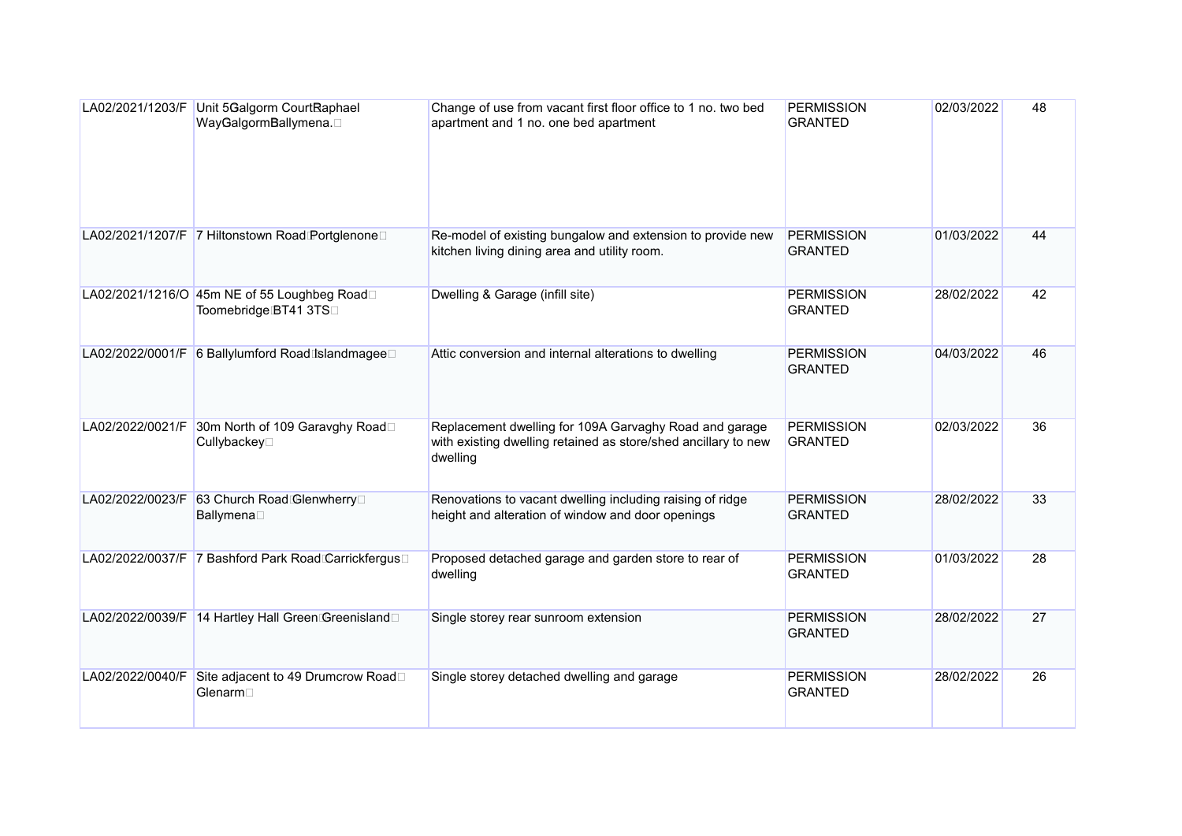| LA02/2021/1203/F | Unit 5 Galgorm Court Raphael Way Galgorm Ballymena. | Change of use from vacant first floor office to 1 no. two bed apartment and 1 no. one bed apartment | PERMISSION GRANTED | 02/03/2022 | 48 |
|---|---|---|---|---|---|
| LA02/2021/1207/F | 7 Hiltonstown Road Portglenone | Re-model of existing bungalow and extension to provide new kitchen living dining area and utility room. | PERMISSION GRANTED | 01/03/2022 | 44 |
| LA02/2021/1216/O | 45m NE of 55 Loughbeg Road Toomebridge BT41 3TS | Dwelling & Garage (infill site) | PERMISSION GRANTED | 28/02/2022 | 42 |
| LA02/2022/0001/F | 6 Ballylumford Road Islandmagee | Attic conversion and internal alterations to dwelling | PERMISSION GRANTED | 04/03/2022 | 46 |
| LA02/2022/0021/F | 30m North of 109 Garavghy Road Cullybackey | Replacement dwelling for 109A Garvaghy Road and garage with existing dwelling retained as store/shed ancillary to new dwelling | PERMISSION GRANTED | 02/03/2022 | 36 |
| LA02/2022/0023/F | 63 Church Road Glenwherry Ballymena | Renovations to vacant dwelling including raising of ridge height and alteration of window and door openings | PERMISSION GRANTED | 28/02/2022 | 33 |
| LA02/2022/0037/F | 7 Bashford Park Road Carrickfergus | Proposed detached garage and garden store to rear of dwelling | PERMISSION GRANTED | 01/03/2022 | 28 |
| LA02/2022/0039/F | 14 Hartley Hall Green Greenisland | Single storey rear sunroom extension | PERMISSION GRANTED | 28/02/2022 | 27 |
| LA02/2022/0040/F | Site adjacent to 49 Drumcrow Road Glenarm | Single storey detached dwelling and garage | PERMISSION GRANTED | 28/02/2022 | 26 |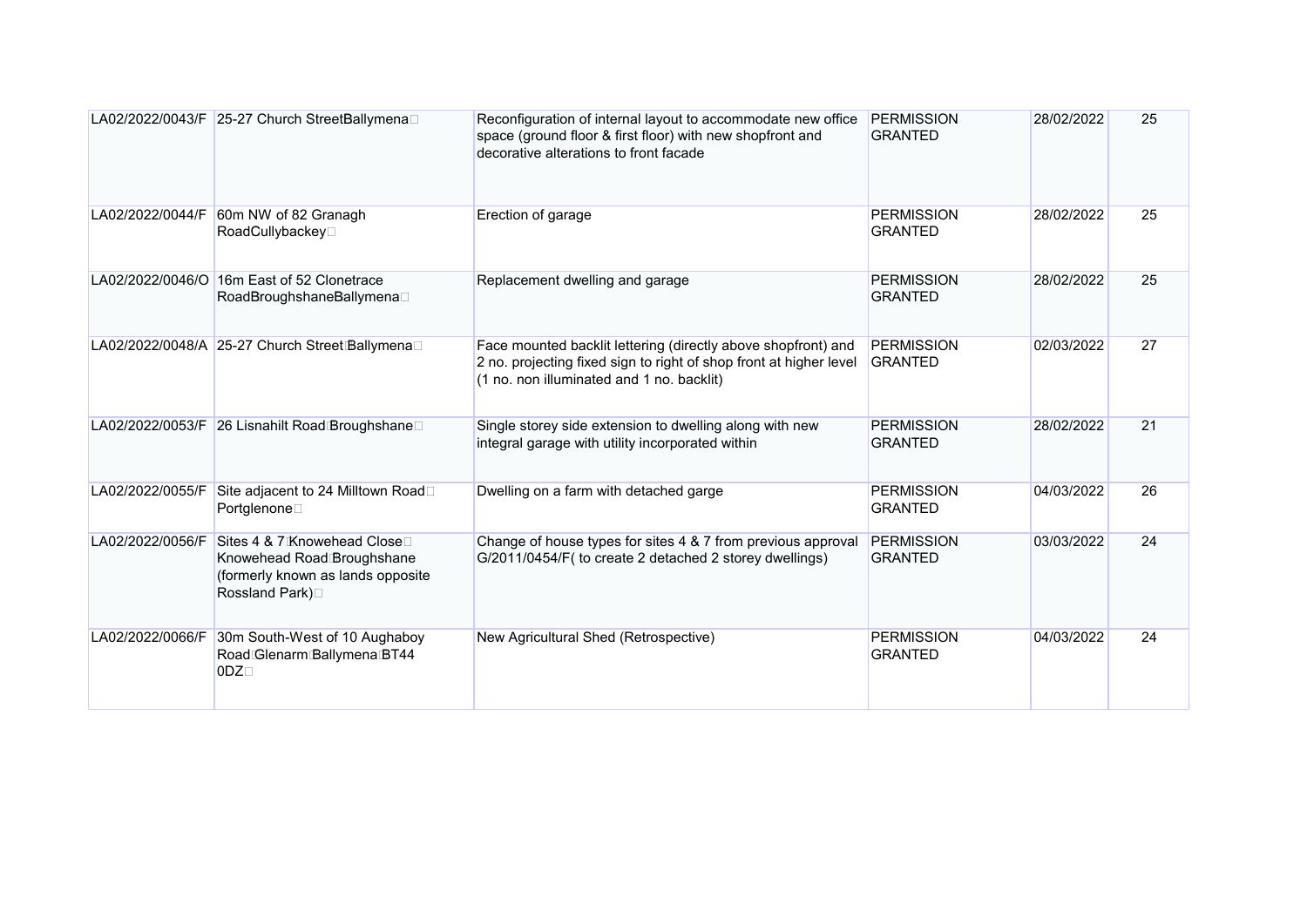| | | | | | |
|---|---|---|---|---|---|
| LA02/2022/0043/F | 25-27 Church StreetBallymena | Reconfiguration of internal layout to accommodate new office space (ground floor & first floor) with new shopfront and decorative alterations to front facade | PERMISSION GRANTED | 28/02/2022 | 25 |
| LA02/2022/0044/F | 60m NW of 82 Granagh RoadCullybackey | Erection of garage | PERMISSION GRANTED | 28/02/2022 | 25 |
| LA02/2022/0046/O | 16m East of 52 Clonetrace RoadBroughshaneBallymena | Replacement dwelling and garage | PERMISSION GRANTED | 28/02/2022 | 25 |
| LA02/2022/0048/A | 25-27 Church Street Ballymena | Face mounted backlit lettering (directly above shopfront) and 2 no. projecting fixed sign to right of shop front at higher level (1 no. non illuminated and 1 no. backlit) | PERMISSION GRANTED | 02/03/2022 | 27 |
| LA02/2022/0053/F | 26 Lisnahilt Road Broughshane | Single storey side extension to dwelling along with new integral garage with utility incorporated within | PERMISSION GRANTED | 28/02/2022 | 21 |
| LA02/2022/0055/F | Site adjacent to 24 Milltown Road Portglenone | Dwelling on a farm with detached garge | PERMISSION GRANTED | 04/03/2022 | 26 |
| LA02/2022/0056/F | Sites 4 & 7 Knowehead Close Knowehead Road Broughshane (formerly known as lands opposite Rossland Park) | Change of house types for sites 4 & 7 from previous approval G/2011/0454/F( to create 2 detached 2 storey dwellings) | PERMISSION GRANTED | 03/03/2022 | 24 |
| LA02/2022/0066/F | 30m South-West of 10 Aughaboy Road Glenarm Ballymena BT44 0DZ | New Agricultural Shed (Retrospective) | PERMISSION GRANTED | 04/03/2022 | 24 |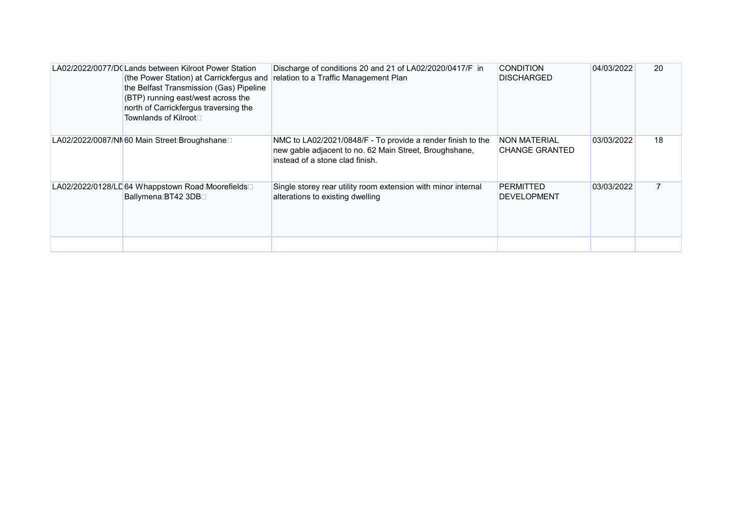| | | | | | |
|---|---|---|---|---|---|
| LA02/2022/0077/DC | Lands between Kilroot Power Station (the Power Station) at Carrickfergus and the Belfast Transmission (Gas) Pipeline (BTP) running east/west across the north of Carrickfergus traversing the Townlands of Kilroot | Discharge of conditions 20 and 21 of LA02/2020/0417/F in relation to a Traffic Management Plan | CONDITION DISCHARGED | 04/03/2022 | 20 |
| LA02/2022/0087/NM | 60 Main Street Broughshane | NMC to LA02/2021/0848/F - To provide a render finish to the new gable adjacent to no. 62 Main Street, Broughshane, instead of a stone clad finish. | NON MATERIAL CHANGE GRANTED | 03/03/2022 | 18 |
| LA02/2022/0128/LD | 64 Whappstown Road Moorefields Ballymena BT42 3DB | Single storey rear utility room extension with minor internal alterations to existing dwelling | PERMITTED DEVELOPMENT | 03/03/2022 | 7 |
| | | | | | |